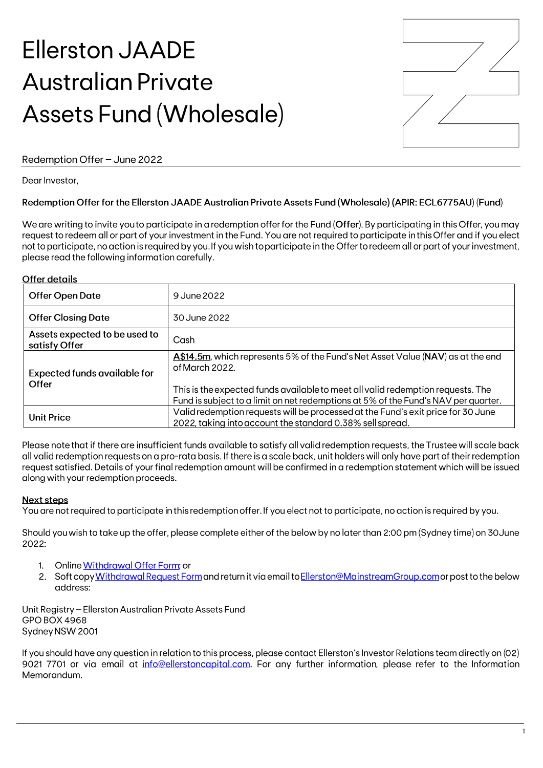# Ellerston JAADE Australian Private Assets Fund (Wholesale)

Redemption Offer – June 2022

Dear Investor,

**Redemption Offer for the Ellerston JAADE Australian Private Assets Fund (Wholesale) (APIR: ECL6775AU)** (**Fund**)

We are writing to invite you to participate in a redemption offer for the Fund (**Offer**). By participating in this Offer, you may request to redeem all or part of your investment in the Fund. You are not required to participate in this Offer and if you elect not to participate, no action is required by you. If you wish to participate in the Offer to redeem all or part of your investment, please read the following information carefully.

**Offer details**

| | |
|---|---|
| **Offer Open Date** | 9 June 2022 |
| **Offer Closing Date** | 30 June 2022 |
| **Assets expected to be used to satisfy Offer** | Cash |
| **Expected funds available for Offer** | **A$14.5m**, which represents 5% of the Fund's Net Asset Value (**NAV**) as at the end of March 2022.<br><br>This is the expected funds available to meet all valid redemption requests. The Fund is subject to a limit on net redemptions at 5% of the Fund's NAV per quarter. |
| **Unit Price** | Valid redemption requests will be processed at the Fund's exit price for 30 June 2022, taking into account the standard 0.38% sell spread. |

Please note that if there are insufficient funds available to satisfy all valid redemption requests, the Trustee will scale back all valid redemption requests on a pro-rata basis. If there is a scale back, unit holders will only have part of their redemption request satisfied. Details of your final redemption amount will be confirmed in a redemption statement which will be issued along with your redemption proceeds.

**Next steps**

You are not required to participate in this redemption offer. If you elect not to participate, no action is required by you.

Should you wish to take up the offer, please complete either of the below by no later than 2:00 pm (Sydney time) on 30 June 2022:

1. Online Withdrawal Offer Form; or
2. Soft copy Withdrawal Request Form and return it via email to Ellerston@MainstreamGroup.com or post to the below address:

Unit Registry – Ellerston Australian Private Assets Fund
GPO BOX 4968
Sydney NSW 2001

If you should have any question in relation to this process, please contact Ellerston's Investor Relations team directly on (02) 9021 7701 or via email at info@ellerstoncapital.com. For any further information, please refer to the Information Memorandum.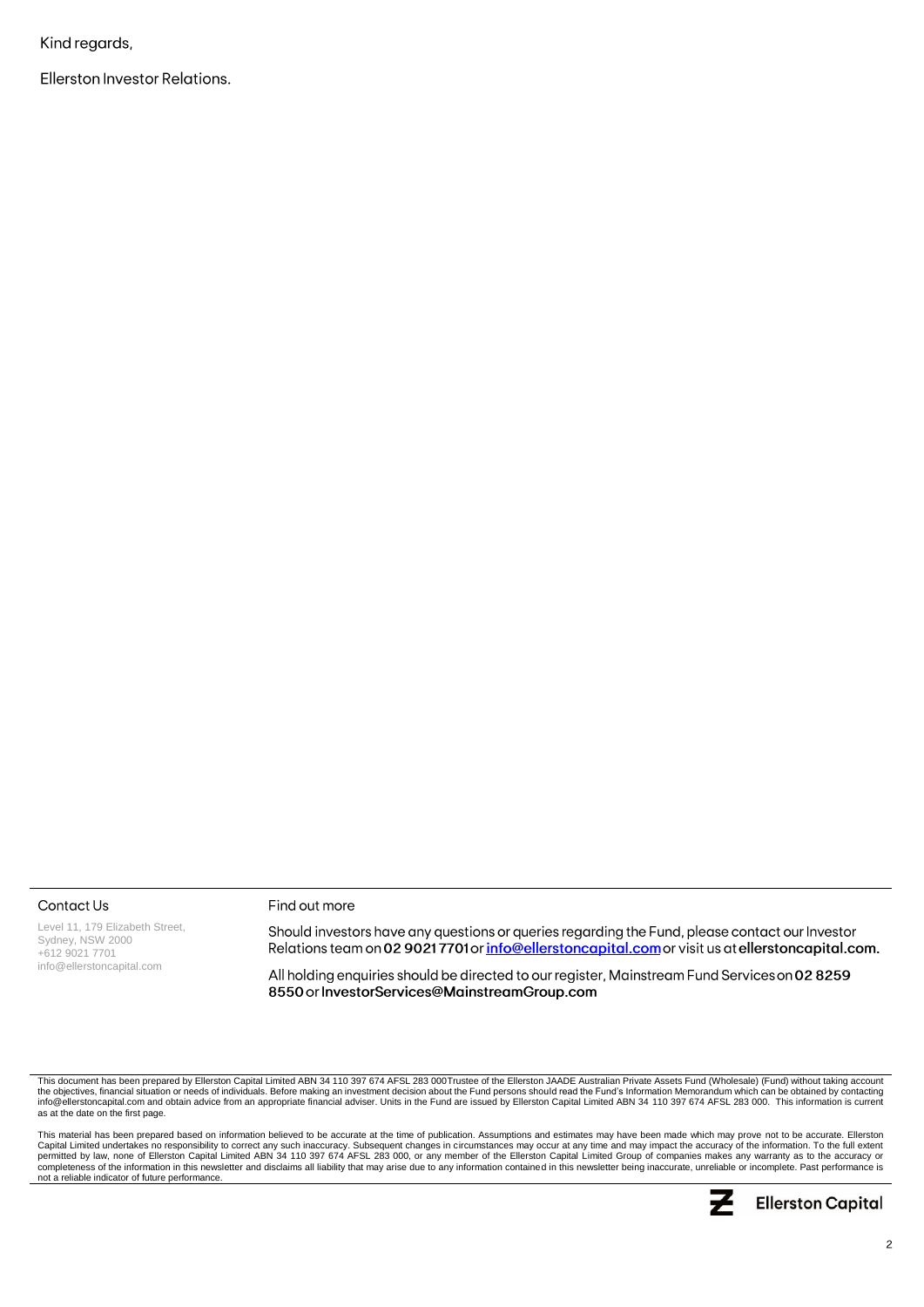Kind regards,

Ellerston Investor Relations.

Contact Us

Level 11, 179 Elizabeth Street,
Sydney, NSW 2000
+612 9021 7701
info@ellerstoncapital.com

Find out more

Should investors have any questions or queries regarding the Fund, please contact our Investor Relations team on **02 9021 7701** or **info@ellerstoncapital.com** or visit us at **ellerstoncapital.com.**

All holding enquiries should be directed to our register, Mainstream Fund Services on **02 8259 8550** or **InvestorServices@MainstreamGroup.com**

This document has been prepared by Ellerston Capital Limited ABN 34 110 397 674 AFSL 283 000Trustee of the Ellerston JAADE Australian Private Assets Fund (Wholesale) (Fund) without taking account the objectives, financial situation or needs of individuals. Before making an investment decision about the Fund persons should read the Fund's Information Memorandum which can be obtained by contacting info@ellerstoncapital.com and obtain advice from an appropriate financial adviser. Units in the Fund are issued by Ellerston Capital Limited ABN 34 110 397 674 AFSL 283 000. This information is current as at the date on the first page.

This material has been prepared based on information believed to be accurate at the time of publication. Assumptions and estimates may have been made which may prove not to be accurate. Ellerston Capital Limited undertakes no responsibility to correct any such inaccuracy. Subsequent changes in circumstances may occur at any time and may impact the accuracy of the information. To the full extent permitted by law, none of Ellerston Capital Limited ABN 34 110 397 674 AFSL 283 000, or any member of the Ellerston Capital Limited Group of companies makes any warranty as to the accuracy or completeness of the information in this newsletter and disclaims all liability that may arise due to any information contained in this newsletter being inaccurate, unreliable or incomplete. Past performance is not a reliable indicator of future performance.

Ellerston Capital